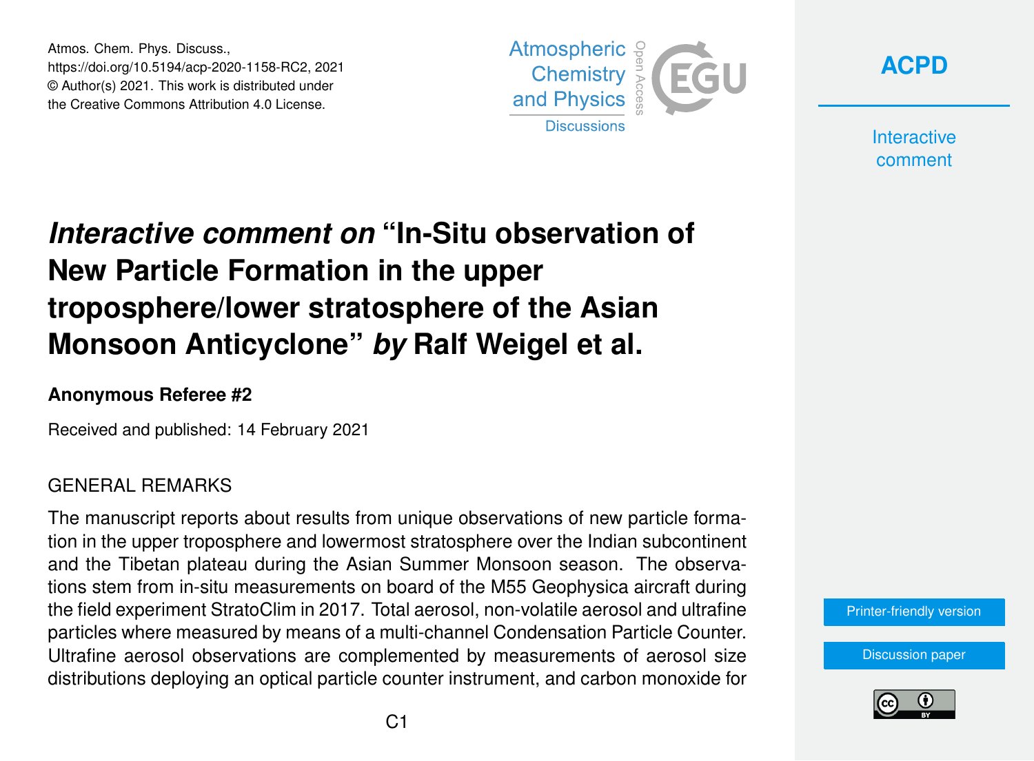# *Interactive comment on* "In-Situ observation of New Particle Formation in the upper troposphere/lower stratosphere of the Asian Monsoon Anticyclone" *by* Ralf Weigel et al.

**Anonymous Referee #2**

Received and published: 14 February 2021

GENERAL REMARKS

The manuscript reports about results from unique observations of new particle formation in the upper troposphere and lowermost stratosphere over the Indian subcontinent and the Tibetan plateau during the Asian Summer Monsoon season. The observations stem from in-situ measurements on board of the M55 Geophysica aircraft during the field experiment StratoClim in 2017. Total aerosol, non-volatile aerosol and ultrafine particles where measured by means of a multi-channel Condensation Particle Counter. Ultrafine aerosol observations are complemented by measurements of aerosol size distributions deploying an optical particle counter instrument, and carbon monoxide for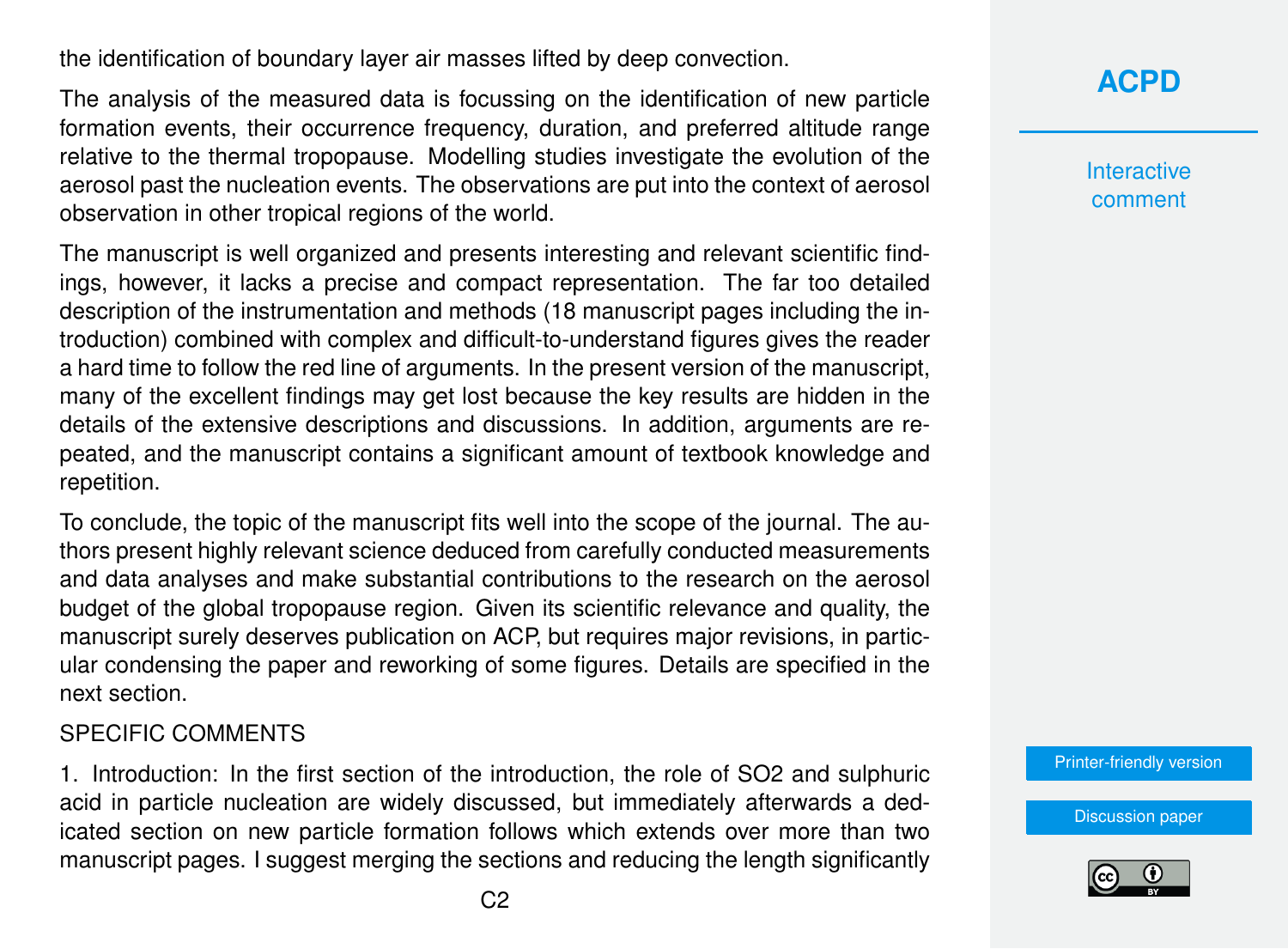the identification of boundary layer air masses lifted by deep convection.

The analysis of the measured data is focussing on the identification of new particle formation events, their occurrence frequency, duration, and preferred altitude range relative to the thermal tropopause. Modelling studies investigate the evolution of the aerosol past the nucleation events. The observations are put into the context of aerosol observation in other tropical regions of the world.

The manuscript is well organized and presents interesting and relevant scientific findings, however, it lacks a precise and compact representation. The far too detailed description of the instrumentation and methods (18 manuscript pages including the introduction) combined with complex and difficult-to-understand figures gives the reader a hard time to follow the red line of arguments. In the present version of the manuscript, many of the excellent findings may get lost because the key results are hidden in the details of the extensive descriptions and discussions. In addition, arguments are repeated, and the manuscript contains a significant amount of textbook knowledge and repetition.

To conclude, the topic of the manuscript fits well into the scope of the journal. The authors present highly relevant science deduced from carefully conducted measurements and data analyses and make substantial contributions to the research on the aerosol budget of the global tropopause region. Given its scientific relevance and quality, the manuscript surely deserves publication on ACP, but requires major revisions, in particular condensing the paper and reworking of some figures. Details are specified in the next section.

## SPECIFIC COMMENTS

1. Introduction: In the first section of the introduction, the role of $SO_2$ and sulphuric acid in particle nucleation are widely discussed, but immediately afterwards a dedicated section on new particle formation follows which extends over more than two manuscript pages. I suggest merging the sections and reducing the length significantly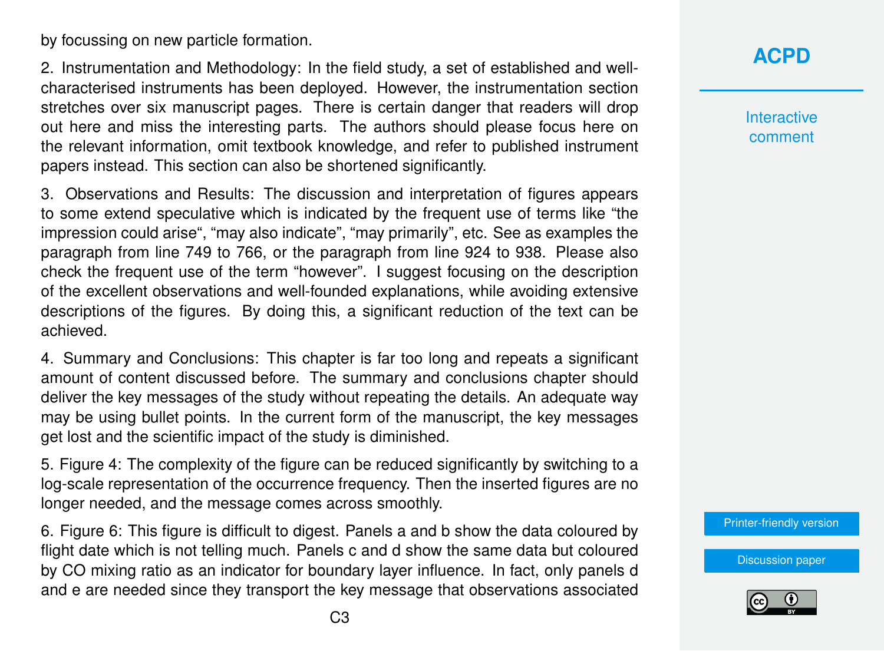by focussing on new particle formation.

2. Instrumentation and Methodology: In the field study, a set of established and well-characterised instruments has been deployed. However, the instrumentation section stretches over six manuscript pages. There is certain danger that readers will drop out here and miss the interesting parts. The authors should please focus here on the relevant information, omit textbook knowledge, and refer to published instrument papers instead. This section can also be shortened significantly.

3. Observations and Results: The discussion and interpretation of figures appears to some extend speculative which is indicated by the frequent use of terms like “the impression could arise“, “may also indicate”, “may primarily”, etc. See as examples the paragraph from line 749 to 766, or the paragraph from line 924 to 938. Please also check the frequent use of the term “however”. I suggest focusing on the description of the excellent observations and well-founded explanations, while avoiding extensive descriptions of the figures. By doing this, a significant reduction of the text can be achieved.

4. Summary and Conclusions: This chapter is far too long and repeats a significant amount of content discussed before. The summary and conclusions chapter should deliver the key messages of the study without repeating the details. An adequate way may be using bullet points. In the current form of the manuscript, the key messages get lost and the scientific impact of the study is diminished.

5. Figure 4: The complexity of the figure can be reduced significantly by switching to a log-scale representation of the occurrence frequency. Then the inserted figures are no longer needed, and the message comes across smoothly.

6. Figure 6: This figure is difficult to digest. Panels a and b show the data coloured by flight date which is not telling much. Panels c and d show the same data but coloured by CO mixing ratio as an indicator for boundary layer influence. In fact, only panels d and e are needed since they transport the key message that observations associated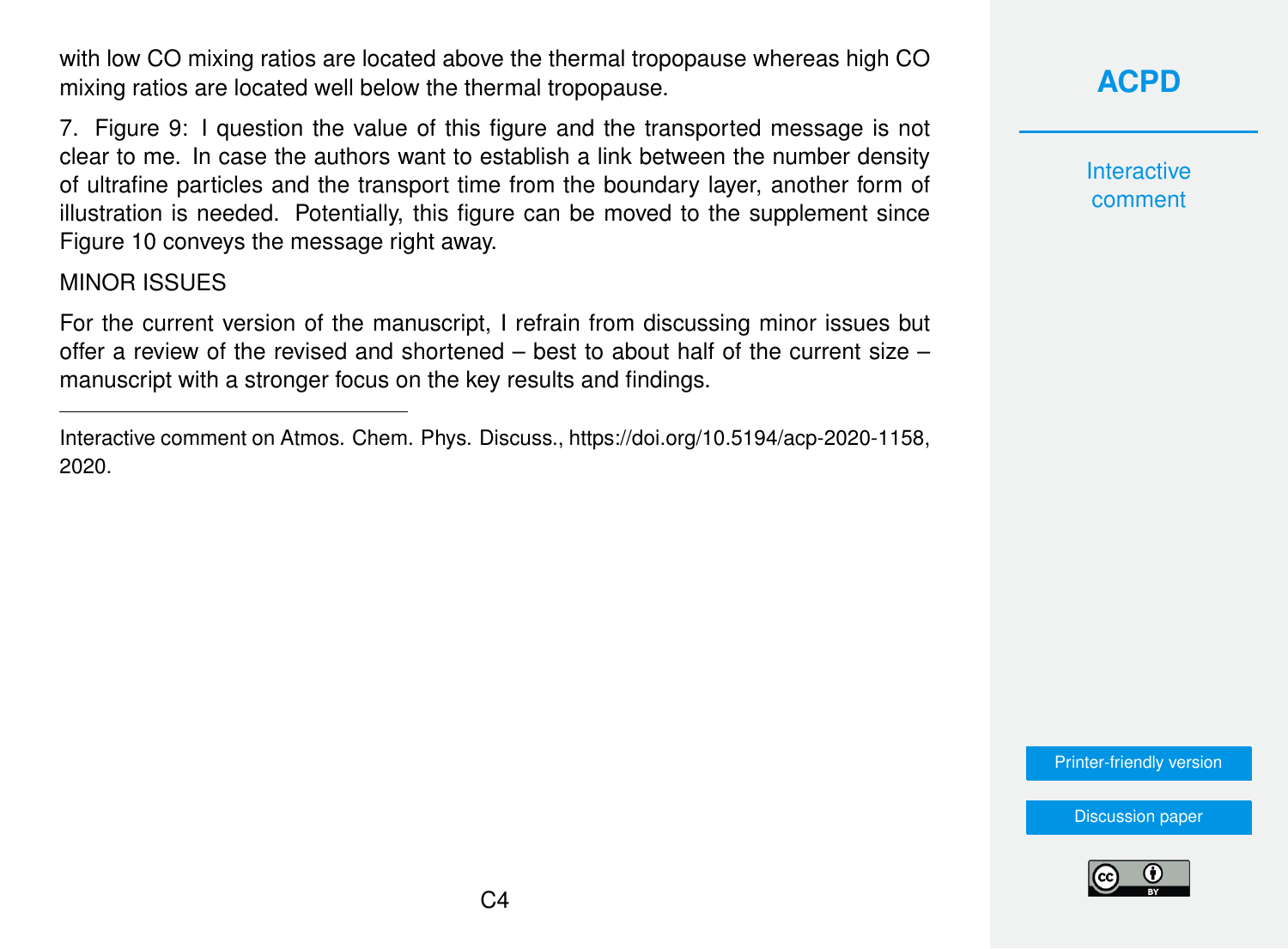with low CO mixing ratios are located above the thermal tropopause whereas high CO mixing ratios are located well below the thermal tropopause.

7. Figure 9: I question the value of this figure and the transported message is not clear to me. In case the authors want to establish a link between the number density of ultrafine particles and the transport time from the boundary layer, another form of illustration is needed. Potentially, this figure can be moved to the supplement since Figure 10 conveys the message right away.

MINOR ISSUES

For the current version of the manuscript, I refrain from discussing minor issues but offer a review of the revised and shortened – best to about half of the current size – manuscript with a stronger focus on the key results and findings.

---

Interactive comment on Atmos. Chem. Phys. Discuss., https://doi.org/10.5194/acp-2020-1158, 2020.